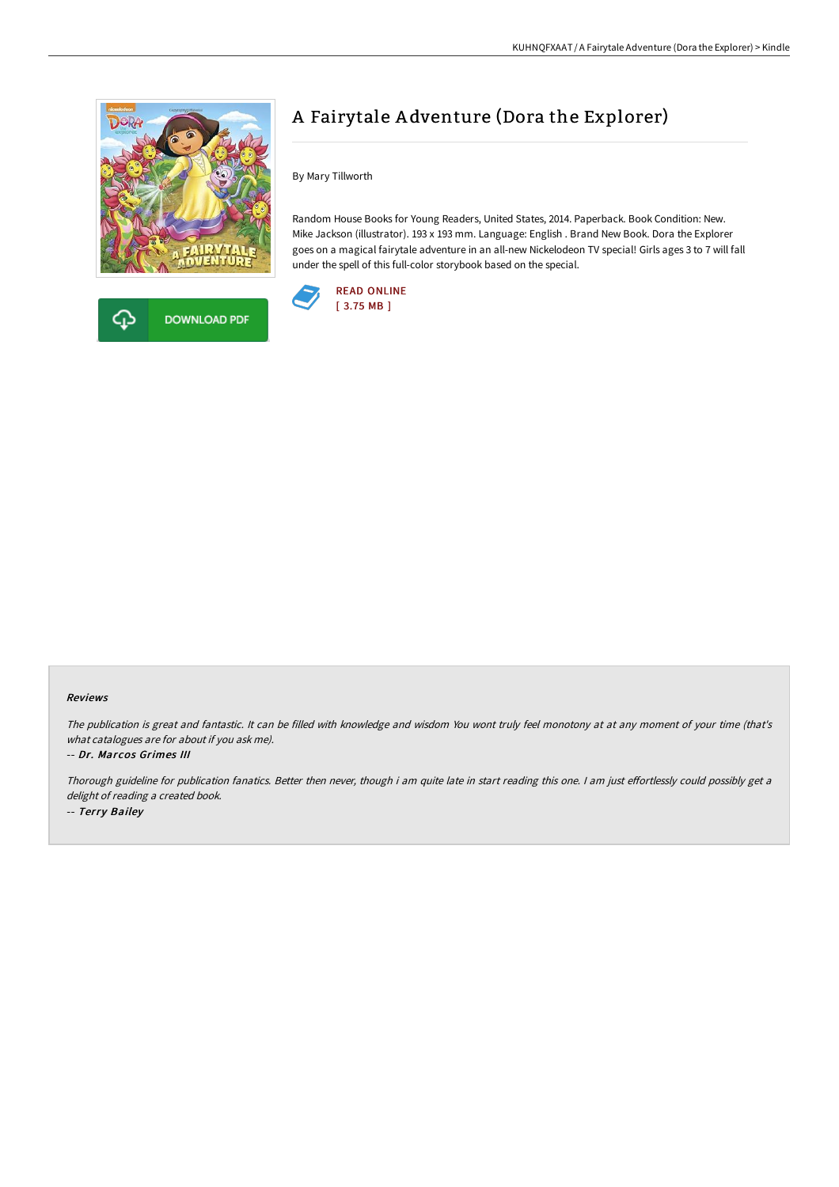# A Fairytale Adventure (Dora the Explorer)

By Mary Tillworth

Random House Books for Young Readers, United States, 2014. Paperback. Book Condition: New. Mike Jackson (illustrator). 193 x 193 mm. Language: English . Brand New Book. Dora the Explorer goes on a magical fairytale adventure in an all-new Nickelodeon TV special! Girls ages 3 to 7 will fall under the spell of this full-color storybook based on the special.

DOWNLOAD PDF

READ ONLINE
[ 3.75 MB ]

### Reviews

*The publication is great and fantastic. It can be filled with knowledge and wisdom You wont truly feel monotony at at any moment of your time (that's what catalogues are for about if you ask me).*

*-- Dr. Marcos Grimes III*

*Thorough guideline for publication fanatics. Better then never, though i am quite late in start reading this one. I am just effortlessly could possibly get a delight of reading a created book.*

*-- Terry Bailey*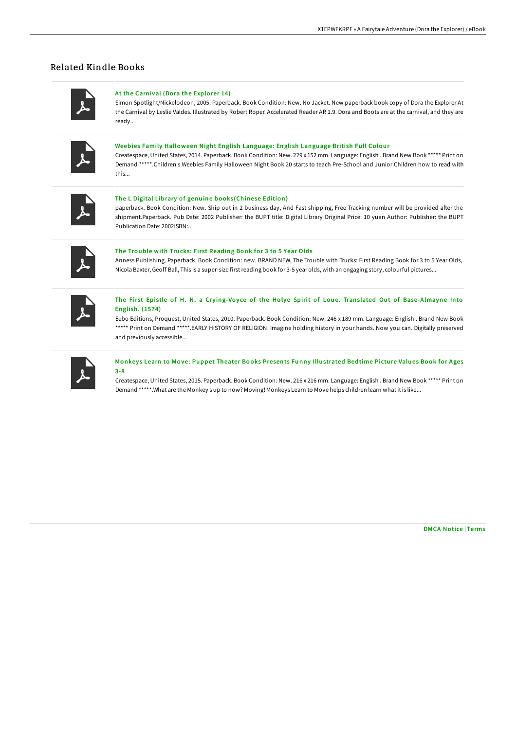## Related Kindle Books

### At the Carnival (Dora the Explorer 14)

Simon Spotlight/Nickelodeon, 2005. Paperback. Book Condition: New. No Jacket. New paperback book copy of Dora the Explorer At the Carnival by Leslie Valdes. Illustrated by Robert Roper. Accelerated Reader AR 1.9. Dora and Boots are at the carnival, and they are ready...

### Weebies Family Halloween Night English Language: English Language British Full Colour

Createspace, United States, 2014. Paperback. Book Condition: New. 229 x 152 mm. Language: English . Brand New Book ***** Print on Demand *****.Children s Weebies Family Halloween Night Book 20 starts to teach Pre-School and Junior Children how to read with this...

### The L Digital Library of genuine books(Chinese Edition)

paperback. Book Condition: New. Ship out in 2 business day, And Fast shipping, Free Tracking number will be provided after the shipment.Paperback. Pub Date: 2002 Publisher: the BUPT title: Digital Library Original Price: 10 yuan Author: Publisher: the BUPT Publication Date: 2002ISBN:...

### The Trouble with Trucks: First Reading Book for 3 to 5 Year Olds

Anness Publishing. Paperback. Book Condition: new. BRAND NEW, The Trouble with Trucks: First Reading Book for 3 to 5 Year Olds, Nicola Baxter, Geoff Ball, This is a super-size first reading book for 3-5 year olds, with an engaging story, colourful pictures...

### The First Epistle of H. N. a Crying-Voyce of the Holye Spirit of Loue. Translated Out of Base-Almayne Into English. (1574)

Eebo Editions, Proquest, United States, 2010. Paperback. Book Condition: New. 246 x 189 mm. Language: English . Brand New Book ***** Print on Demand *****.EARLY HISTORY OF RELIGION. Imagine holding history in your hands. Now you can. Digitally preserved and previously accessible...

### Monkeys Learn to Move: Puppet Theater Books Presents Funny Illustrated Bedtime Picture Values Book for Ages 3-8

Createspace, United States, 2015. Paperback. Book Condition: New. 216 x 216 mm. Language: English . Brand New Book ***** Print on Demand *****.What are the Monkey s up to now? Moving! Monkeys Learn to Move helps children learn what it is like...